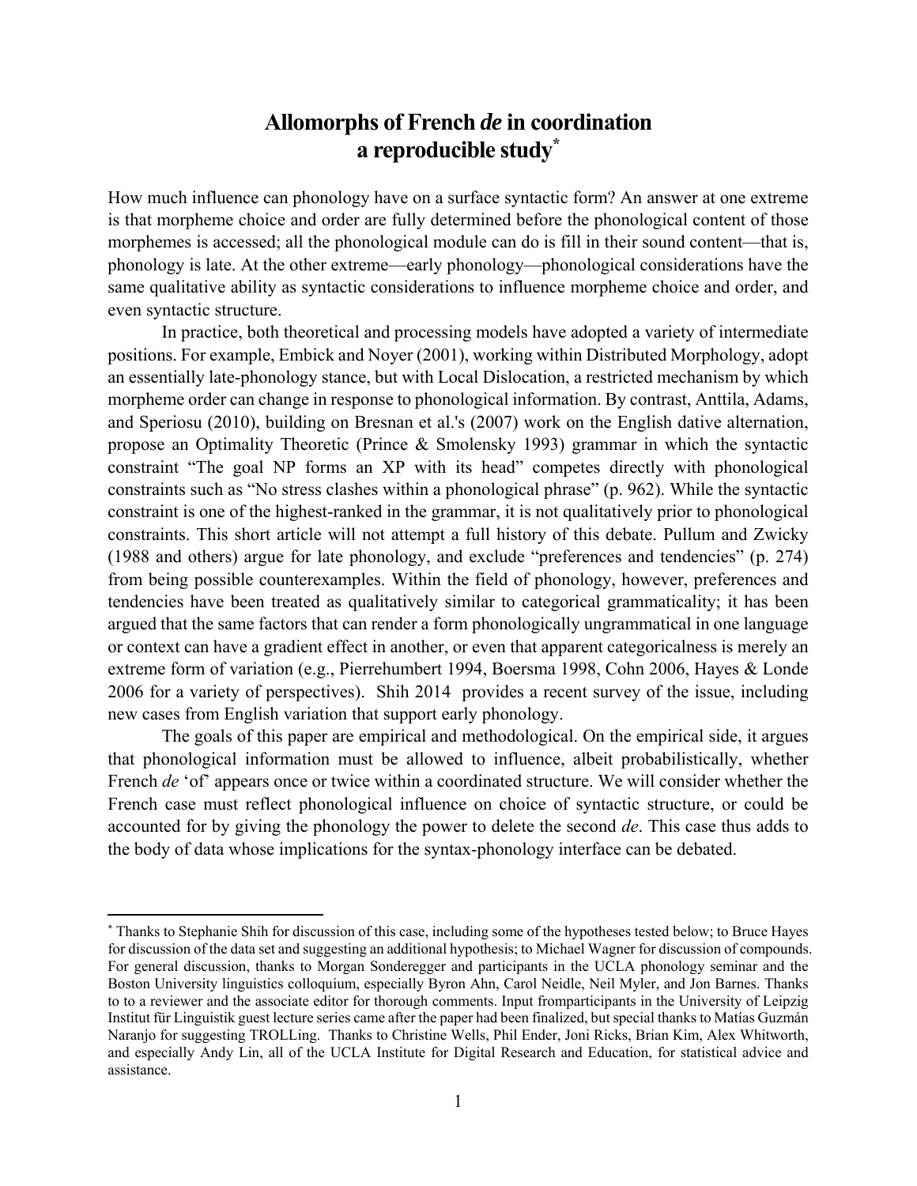# Allomorphs of French *de* in coordination
# a reproducible study[*]

How much influence can phonology have on a surface syntactic form? An answer at one extreme is that morpheme choice and order are fully determined before the phonological content of those morphemes is accessed; all the phonological module can do is fill in their sound content—that is, phonology is late. At the other extreme—early phonology—phonological considerations have the same qualitative ability as syntactic considerations to influence morpheme choice and order, and even syntactic structure.

In practice, both theoretical and processing models have adopted a variety of intermediate positions. For example, Embick and Noyer (2001), working within Distributed Morphology, adopt an essentially late-phonology stance, but with Local Dislocation, a restricted mechanism by which morpheme order can change in response to phonological information. By contrast, Anttila, Adams, and Speriosu (2010), building on Bresnan et al.'s (2007) work on the English dative alternation, propose an Optimality Theoretic (Prince & Smolensky 1993) grammar in which the syntactic constraint "The goal NP forms an XP with its head" competes directly with phonological constraints such as "No stress clashes within a phonological phrase" (p. 962). While the syntactic constraint is one of the highest-ranked in the grammar, it is not qualitatively prior to phonological constraints. This short article will not attempt a full history of this debate. Pullum and Zwicky (1988 and others) argue for late phonology, and exclude "preferences and tendencies" (p. 274) from being possible counterexamples. Within the field of phonology, however, preferences and tendencies have been treated as qualitatively similar to categorical grammaticality; it has been argued that the same factors that can render a form phonologically ungrammatical in one language or context can have a gradient effect in another, or even that apparent categoricalness is merely an extreme form of variation (e.g., Pierrehumbert 1994, Boersma 1998, Cohn 2006, Hayes & Londe 2006 for a variety of perspectives). Shih 2014 provides a recent survey of the issue, including new cases from English variation that support early phonology.

The goals of this paper are empirical and methodological. On the empirical side, it argues that phonological information must be allowed to influence, albeit probabilistically, whether French *de* 'of' appears once or twice within a coordinated structure. We will consider whether the French case must reflect phonological influence on choice of syntactic structure, or could be accounted for by giving the phonology the power to delete the second *de*. This case thus adds to the body of data whose implications for the syntax-phonology interface can be debated.

---

[*] Thanks to Stephanie Shih for discussion of this case, including some of the hypotheses tested below; to Bruce Hayes for discussion of the data set and suggesting an additional hypothesis; to Michael Wagner for discussion of compounds. For general discussion, thanks to Morgan Sonderegger and participants in the UCLA phonology seminar and the Boston University linguistics colloquium, especially Byron Ahn, Carol Neidle, Neil Myler, and Jon Barnes. Thanks to to a reviewer and the associate editor for thorough comments. Input fromparticipants in the University of Leipzig Institut für Linguistik guest lecture series came after the paper had been finalized, but special thanks to Matías Guzmán Naranjo for suggesting TROLLing. Thanks to Christine Wells, Phil Ender, Joni Ricks, Brian Kim, Alex Whitworth, and especially Andy Lin, all of the UCLA Institute for Digital Research and Education, for statistical advice and assistance.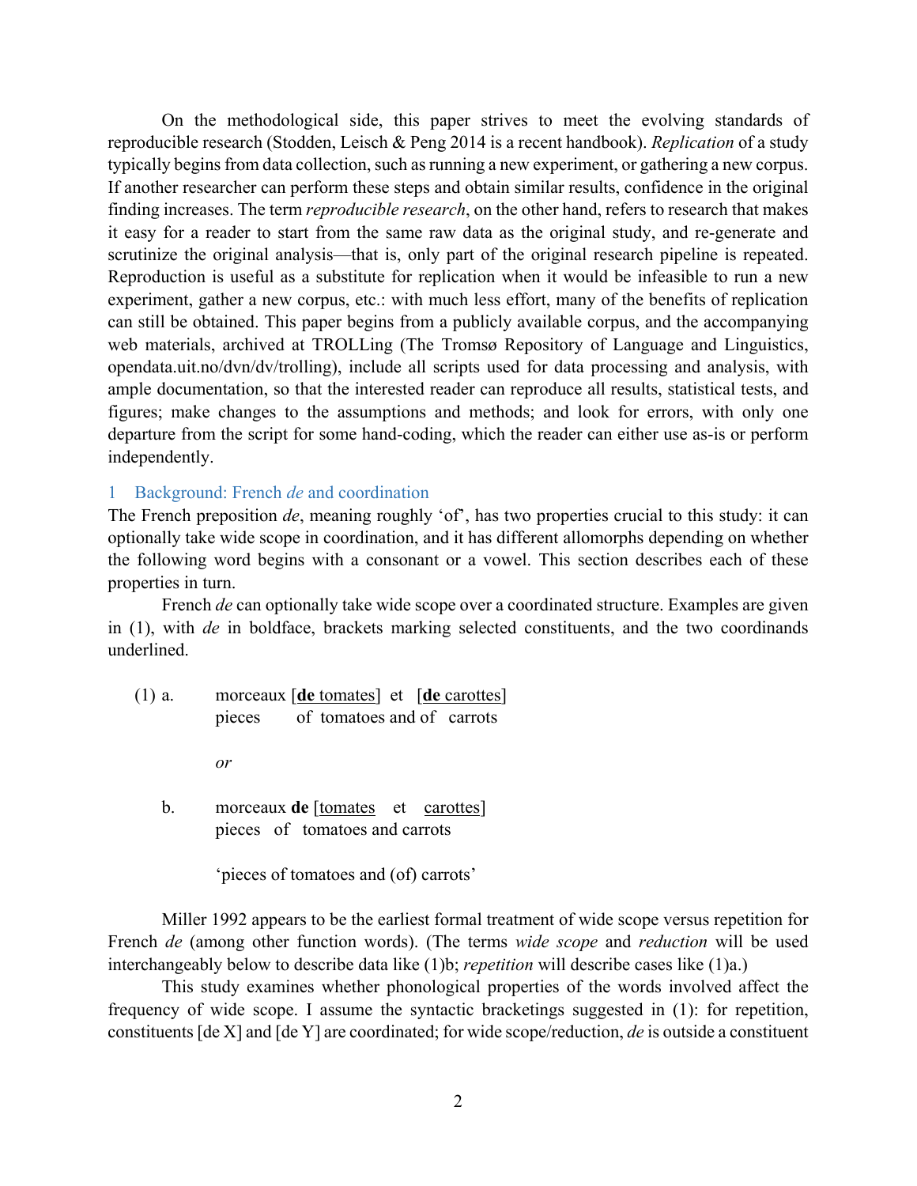On the methodological side, this paper strives to meet the evolving standards of reproducible research (Stodden, Leisch & Peng 2014 is a recent handbook). *Replication* of a study typically begins from data collection, such as running a new experiment, or gathering a new corpus. If another researcher can perform these steps and obtain similar results, confidence in the original finding increases. The term *reproducible research*, on the other hand, refers to research that makes it easy for a reader to start from the same raw data as the original study, and re-generate and scrutinize the original analysis—that is, only part of the original research pipeline is repeated. Reproduction is useful as a substitute for replication when it would be infeasible to run a new experiment, gather a new corpus, etc.: with much less effort, many of the benefits of replication can still be obtained. This paper begins from a publicly available corpus, and the accompanying web materials, archived at TROLLing (The Tromsø Repository of Language and Linguistics, opendata.uit.no/dvn/dv/trolling), include all scripts used for data processing and analysis, with ample documentation, so that the interested reader can reproduce all results, statistical tests, and figures; make changes to the assumptions and methods; and look for errors, with only one departure from the script for some hand-coding, which the reader can either use as-is or perform independently.

## 1 Background: French *de* and coordination

The French preposition *de*, meaning roughly 'of', has two properties crucial to this study: it can optionally take wide scope in coordination, and it has different allomorphs depending on whether the following word begins with a consonant or a vowel. This section describes each of these properties in turn.

French *de* can optionally take wide scope over a coordinated structure. Examples are given in (1), with *de* in boldface, brackets marking selected constituents, and the two coordinands underlined.

(1) a. morceaux [**de** tomates] et [**de** carottes]
pieces of tomatoes and of carrots

*or*

b. morceaux **de** [tomates et carottes]
pieces of tomatoes and carrots

'pieces of tomatoes and (of) carrots'

Miller 1992 appears to be the earliest formal treatment of wide scope versus repetition for French *de* (among other function words). (The terms *wide scope* and *reduction* will be used interchangeably below to describe data like (1)b; *repetition* will describe cases like (1)a.)

This study examines whether phonological properties of the words involved affect the frequency of wide scope. I assume the syntactic bracketings suggested in (1): for repetition, constituents [de X] and [de Y] are coordinated; for wide scope/reduction, *de* is outside a constituent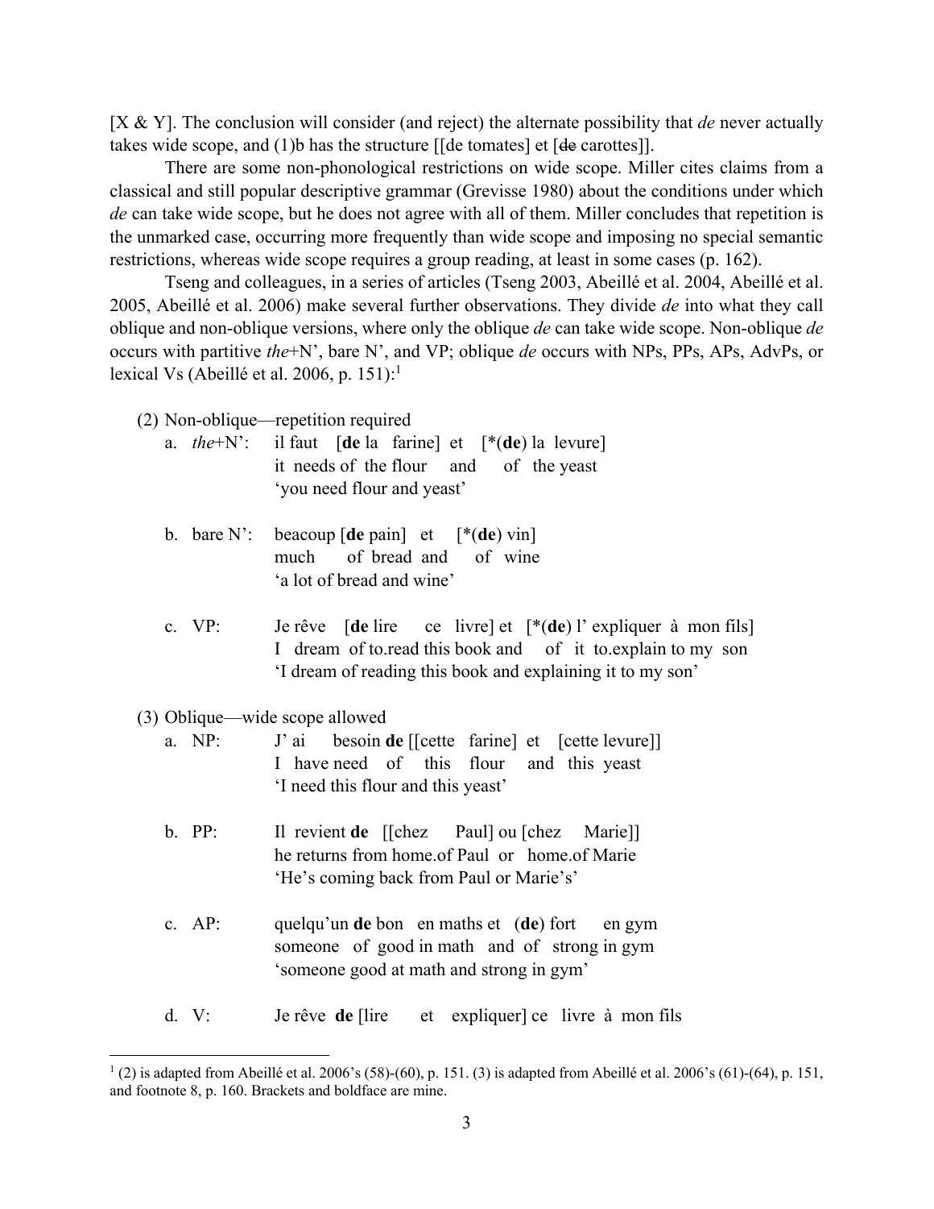[X & Y]. The conclusion will consider (and reject) the alternate possibility that *de* never actually takes wide scope, and (1)b has the structure [[de tomates] et [~~de~~ carottes]].

There are some non-phonological restrictions on wide scope. Miller cites claims from a classical and still popular descriptive grammar (Grevisse 1980) about the conditions under which *de* can take wide scope, but he does not agree with all of them. Miller concludes that repetition is the unmarked case, occurring more frequently than wide scope and imposing no special semantic restrictions, whereas wide scope requires a group reading, at least in some cases (p. 162).

Tseng and colleagues, in a series of articles (Tseng 2003, Abeillé et al. 2004, Abeillé et al. 2005, Abeillé et al. 2006) make several further observations. They divide *de* into what they call oblique and non-oblique versions, where only the oblique *de* can take wide scope. Non-oblique *de* occurs with partitive *the*+N', bare N', and VP; oblique *de* occurs with NPs, PPs, APs, AdvPs, or lexical Vs (Abeillé et al. 2006, p. 151):[1]

(2) Non-oblique—repetition required

a. *the*+N': il faut [**de** la farine] et [*(**de**) la levure]
it needs of the flour and of the yeast
'you need flour and yeast'

b. bare N': beacoup [**de** pain] et [*(**de**) vin]
much of bread and of wine
'a lot of bread and wine'

c. VP: Je rêve [**de** lire ce livre] et [*(**de**) l' expliquer à mon fils]
I dream of to.read this book and of it to.explain to my son
'I dream of reading this book and explaining it to my son'

(3) Oblique—wide scope allowed

a. NP: J' ai besoin **de** [[cette farine] et [cette levure]]
I have need of this flour and this yeast
'I need this flour and this yeast'

b. PP: Il revient **de** [[chez Paul] ou [chez Marie]]
he returns from home.of Paul or home.of Marie
'He's coming back from Paul or Marie's'

c. AP: quelqu'un **de** bon en maths et (**de**) fort en gym
someone of good in math and of strong in gym
'someone good at math and strong in gym'

d. V: Je rêve **de** [lire et expliquer] ce livre à mon fils

---

[1] (2) is adapted from Abeillé et al. 2006's (58)-(60), p. 151. (3) is adapted from Abeillé et al. 2006's (61)-(64), p. 151, and footnote 8, p. 160. Brackets and boldface are mine.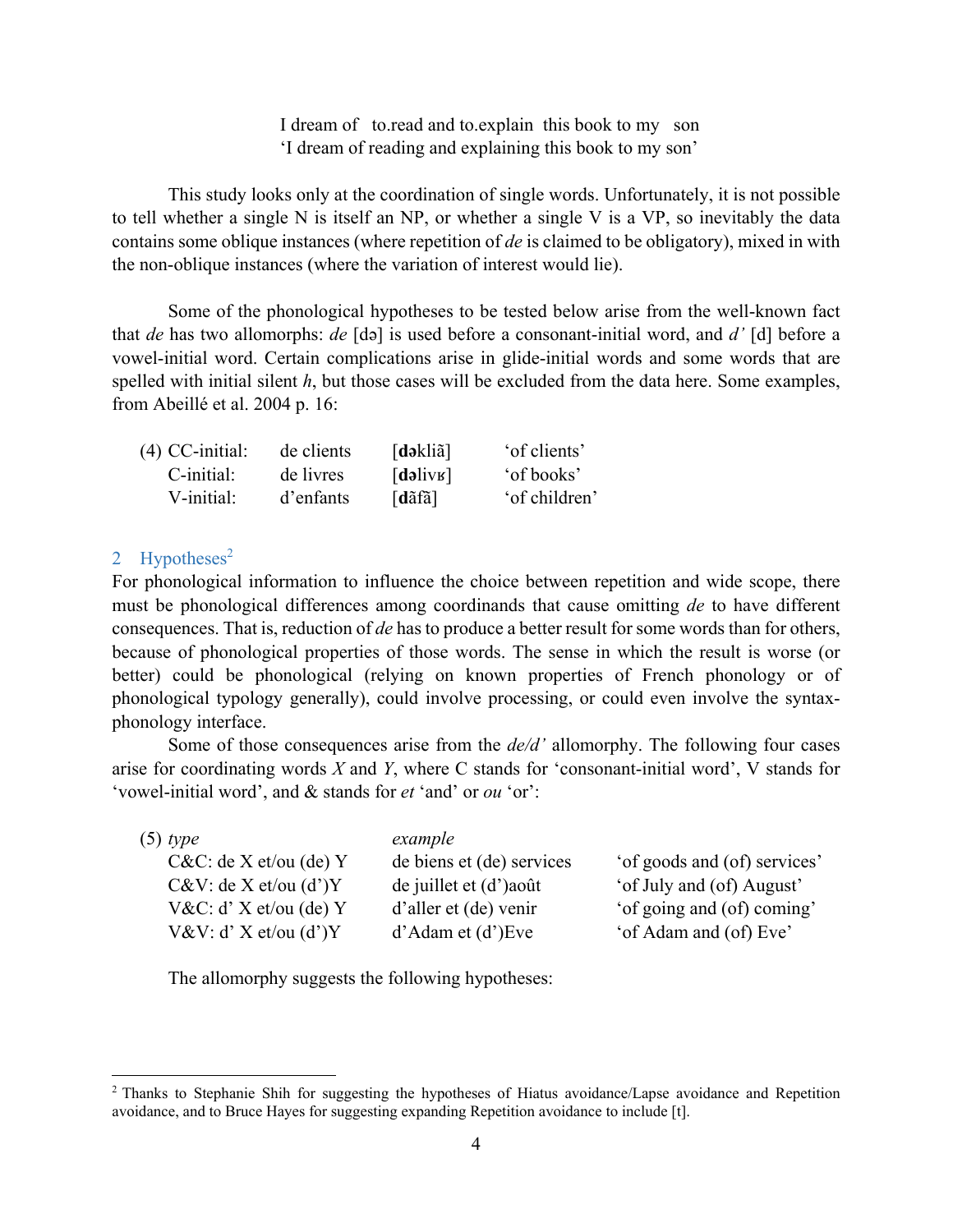I dream of to.read and to.explain this book to my son
'I dream of reading and explaining this book to my son'

This study looks only at the coordination of single words. Unfortunately, it is not possible to tell whether a single N is itself an NP, or whether a single V is a VP, so inevitably the data contains some oblique instances (where repetition of *de* is claimed to be obligatory), mixed in with the non-oblique instances (where the variation of interest would lie).

Some of the phonological hypotheses to be tested below arise from the well-known fact that *de* has two allomorphs: *de* [də] is used before a consonant-initial word, and *d'* [d] before a vowel-initial word. Certain complications arise in glide-initial words and some words that are spelled with initial silent *h*, but those cases will be excluded from the data here. Some examples, from Abeillé et al. 2004 p. 16:

| (4) CC-initial: | de clients | [**də**kliã] | 'of clients' |
|---|---|---|---|
| C-initial: | de livres | [**də**livʁ] | 'of books' |
| V-initial: | d'enfants | [**d**ãfã] | 'of children' |

## 2 Hypotheses[2]

For phonological information to influence the choice between repetition and wide scope, there must be phonological differences among coordinands that cause omitting *de* to have different consequences. That is, reduction of *de* has to produce a better result for some words than for others, because of phonological properties of those words. The sense in which the result is worse (or better) could be phonological (relying on known properties of French phonology or of phonological typology generally), could involve processing, or could even involve the syntax-phonology interface.

Some of those consequences arise from the *de/d'* allomorphy. The following four cases arise for coordinating words *X* and *Y*, where C stands for 'consonant-initial word', V stands for 'vowel-initial word', and & stands for *et* 'and' or *ou* 'or':

| (5) *type* | *example* | |
|---|---|---|
| C&C: de X et/ou (de) Y | de biens et (de) services | 'of goods and (of) services' |
| C&V: de X et/ou (d')Y | de juillet et (d')août | 'of July and (of) August' |
| V&C: d' X et/ou (de) Y | d'aller et (de) venir | 'of going and (of) coming' |
| V&V: d' X et/ou (d')Y | d'Adam et (d')Eve | 'of Adam and (of) Eve' |

The allomorphy suggests the following hypotheses:

[2] Thanks to Stephanie Shih for suggesting the hypotheses of Hiatus avoidance/Lapse avoidance and Repetition avoidance, and to Bruce Hayes for suggesting expanding Repetition avoidance to include [t].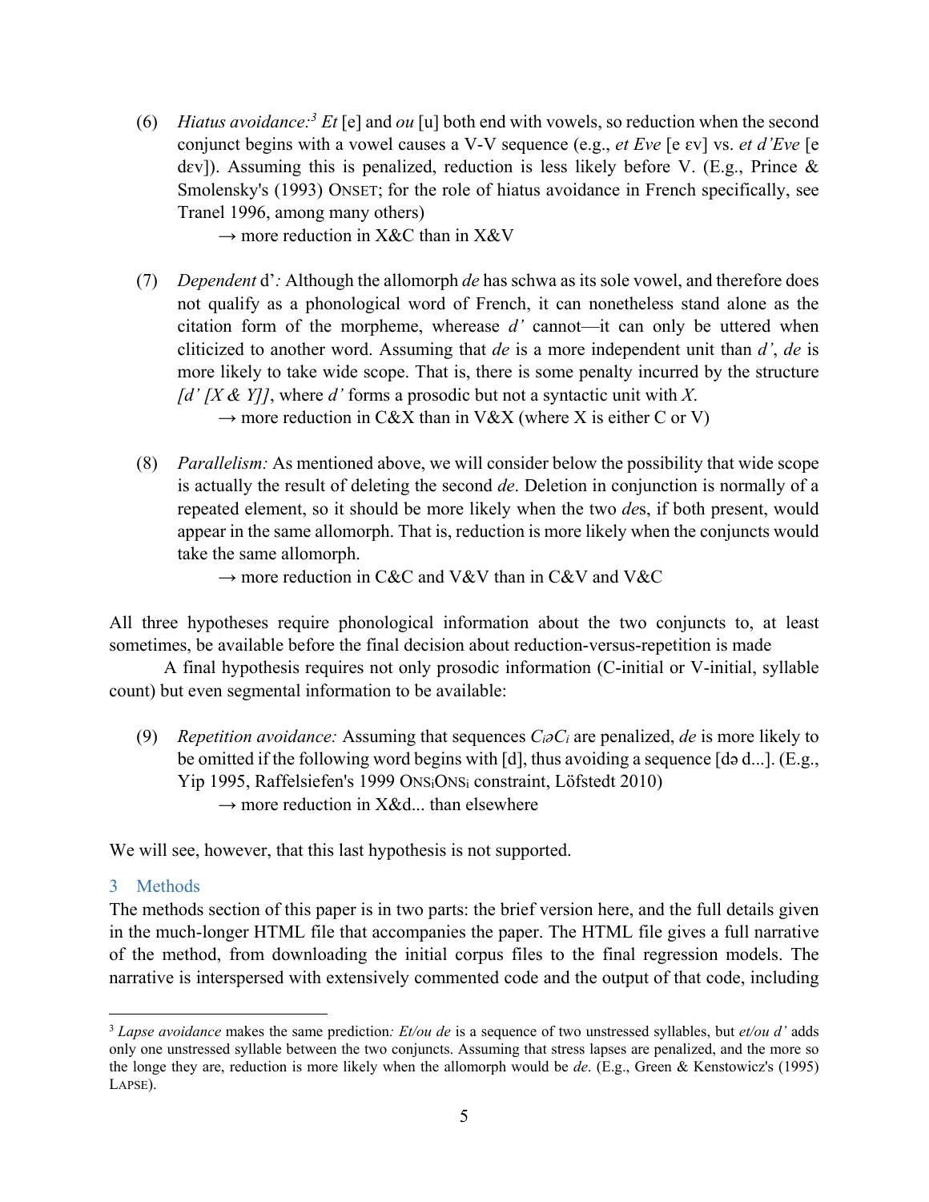(6) *Hiatus avoidance:*[3] *Et* [e] and *ou* [u] both end with vowels, so reduction when the second conjunct begins with a vowel causes a V-V sequence (e.g., *et Eve* [e ɛv] vs. *et d'Eve* [e dɛv]). Assuming this is penalized, reduction is less likely before V. (E.g., Prince & Smolensky's (1993) ONSET; for the role of hiatus avoidance in French specifically, see Tranel 1996, among many others)

→ more reduction in X&C than in X&V

(7) *Dependent* d'*:* Although the allomorph *de* has schwa as its sole vowel, and therefore does not qualify as a phonological word of French, it can nonetheless stand alone as the citation form of the morpheme, wherease *d'* cannot—it can only be uttered when cliticized to another word. Assuming that *de* is a more independent unit than *d'*, *de* is more likely to take wide scope. That is, there is some penalty incurred by the structure *[d' [X & Y]]*, where *d'* forms a prosodic but not a syntactic unit with *X*.

→ more reduction in C&X than in V&X (where X is either C or V)

(8) *Parallelism:* As mentioned above, we will consider below the possibility that wide scope is actually the result of deleting the second *de*. Deletion in conjunction is normally of a repeated element, so it should be more likely when the two *de*s, if both present, would appear in the same allomorph. That is, reduction is more likely when the conjuncts would take the same allomorph.

→ more reduction in C&C and V&V than in C&V and V&C

All three hypotheses require phonological information about the two conjuncts to, at least sometimes, be available before the final decision about reduction-versus-repetition is made

A final hypothesis requires not only prosodic information (C-initial or V-initial, syllable count) but even segmental information to be available:

(9) *Repetition avoidance:* Assuming that sequences $C_i əC_i$ are penalized, *de* is more likely to be omitted if the following word begins with [d], thus avoiding a sequence [də d...]. (E.g., Yip 1995, Raffelsiefen's 1999 $\text{ONS}_i\text{ONS}_i$ constraint, Löfstedt 2010)

→ more reduction in X&d... than elsewhere

We will see, however, that this last hypothesis is not supported.

## 3 Methods

The methods section of this paper is in two parts: the brief version here, and the full details given in the much-longer HTML file that accompanies the paper. The HTML file gives a full narrative of the method, from downloading the initial corpus files to the final regression models. The narrative is interspersed with extensively commented code and the output of that code, including

---

[3] *Lapse avoidance* makes the same prediction*: Et/ou de* is a sequence of two unstressed syllables, but *et/ou d'* adds only one unstressed syllable between the two conjuncts. Assuming that stress lapses are penalized, and the more so the longe they are, reduction is more likely when the allomorph would be *de*. (E.g., Green & Kenstowicz's (1995) LAPSE).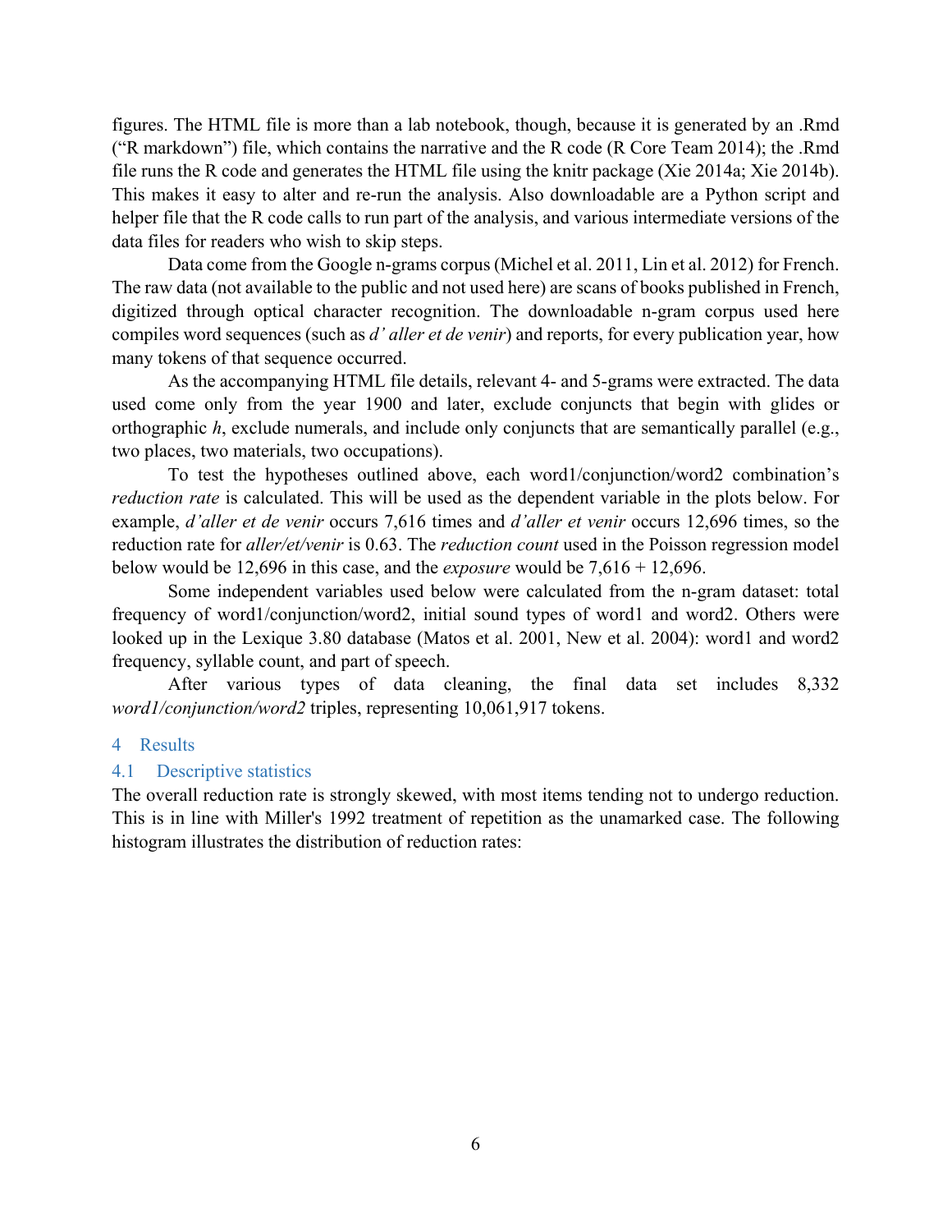figures. The HTML file is more than a lab notebook, though, because it is generated by an .Rmd ("R markdown") file, which contains the narrative and the R code (R Core Team 2014); the .Rmd file runs the R code and generates the HTML file using the knitr package (Xie 2014a; Xie 2014b). This makes it easy to alter and re-run the analysis. Also downloadable are a Python script and helper file that the R code calls to run part of the analysis, and various intermediate versions of the data files for readers who wish to skip steps.

Data come from the Google n-grams corpus (Michel et al. 2011, Lin et al. 2012) for French. The raw data (not available to the public and not used here) are scans of books published in French, digitized through optical character recognition. The downloadable n-gram corpus used here compiles word sequences (such as *d' aller et de venir*) and reports, for every publication year, how many tokens of that sequence occurred.

As the accompanying HTML file details, relevant 4- and 5-grams were extracted. The data used come only from the year 1900 and later, exclude conjuncts that begin with glides or orthographic *h*, exclude numerals, and include only conjuncts that are semantically parallel (e.g., two places, two materials, two occupations).

To test the hypotheses outlined above, each word1/conjunction/word2 combination's *reduction rate* is calculated. This will be used as the dependent variable in the plots below. For example, *d'aller et de venir* occurs 7,616 times and *d'aller et venir* occurs 12,696 times, so the reduction rate for *aller/et/venir* is 0.63. The *reduction count* used in the Poisson regression model below would be 12,696 in this case, and the *exposure* would be 7,616 + 12,696.

Some independent variables used below were calculated from the n-gram dataset: total frequency of word1/conjunction/word2, initial sound types of word1 and word2. Others were looked up in the Lexique 3.80 database (Matos et al. 2001, New et al. 2004): word1 and word2 frequency, syllable count, and part of speech.

After various types of data cleaning, the final data set includes 8,332 *word1/conjunction/word2* triples, representing 10,061,917 tokens.

# 4 Results

## 4.1 Descriptive statistics

The overall reduction rate is strongly skewed, with most items tending not to undergo reduction. This is in line with Miller's 1992 treatment of repetition as the unamarked case. The following histogram illustrates the distribution of reduction rates: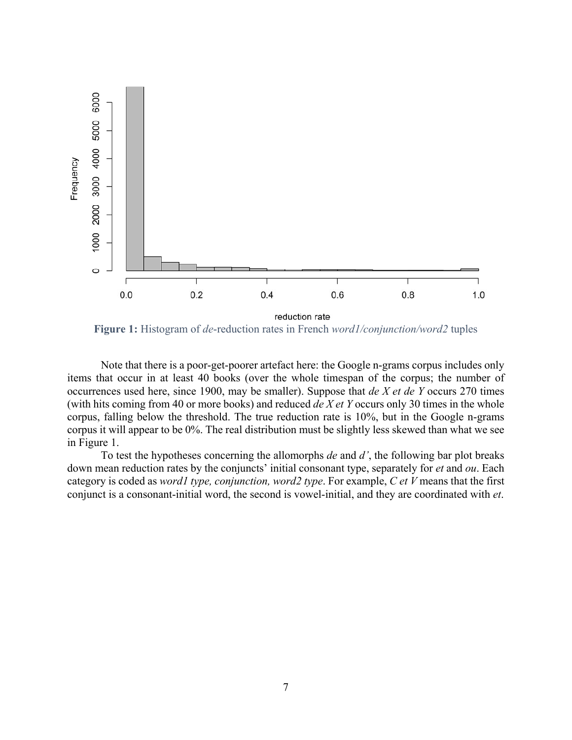**Figure 1:** Histogram of *de*-reduction rates in French *word1/conjunction/word2* tuples

Note that there is a poor-get-poorer artefact here: the Google n-grams corpus includes only items that occur in at least 40 books (over the whole timespan of the corpus; the number of occurrences used here, since 1900, may be smaller). Suppose that *de X et de Y* occurs 270 times (with hits coming from 40 or more books) and reduced *de X et Y* occurs only 30 times in the whole corpus, falling below the threshold. The true reduction rate is 10%, but in the Google n-grams corpus it will appear to be 0%. The real distribution must be slightly less skewed than what we see in Figure 1.

To test the hypotheses concerning the allomorphs *de* and *d'*, the following bar plot breaks down mean reduction rates by the conjuncts' initial consonant type, separately for *et* and *ou*. Each category is coded as *word1 type, conjunction, word2 type*. For example, *C et V* means that the first conjunct is a consonant-initial word, the second is vowel-initial, and they are coordinated with *et*.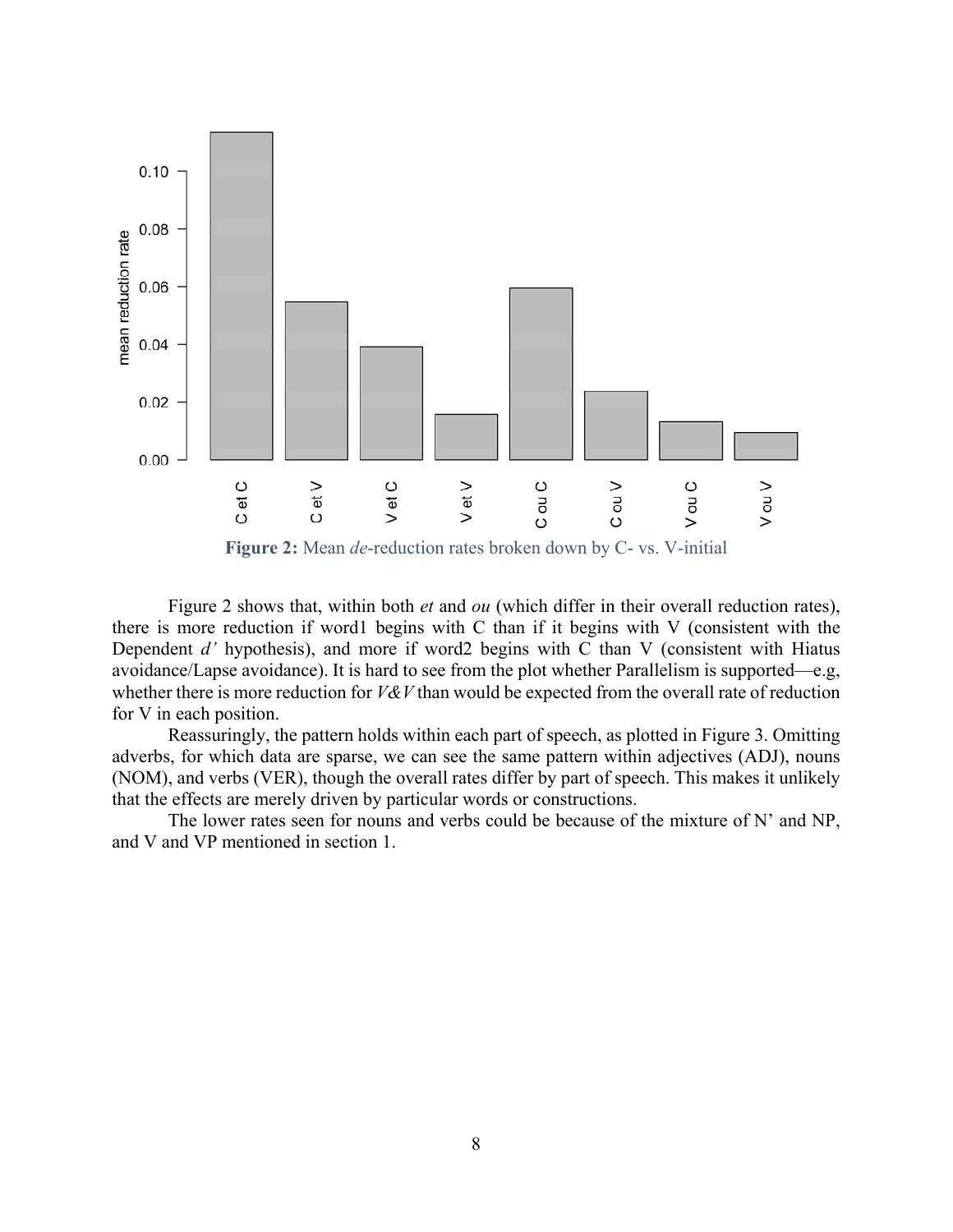**Figure 2:** Mean *de*-reduction rates broken down by C- vs. V-initial

Figure 2 shows that, within both *et* and *ou* (which differ in their overall reduction rates), there is more reduction if word1 begins with C than if it begins with V (consistent with the Dependent *d'* hypothesis), and more if word2 begins with C than V (consistent with Hiatus avoidance/Lapse avoidance). It is hard to see from the plot whether Parallelism is supported—e.g, whether there is more reduction for *V&V* than would be expected from the overall rate of reduction for V in each position.

Reassuringly, the pattern holds within each part of speech, as plotted in Figure 3. Omitting adverbs, for which data are sparse, we can see the same pattern within adjectives (ADJ), nouns (NOM), and verbs (VER), though the overall rates differ by part of speech. This makes it unlikely that the effects are merely driven by particular words or constructions.

The lower rates seen for nouns and verbs could be because of the mixture of N' and NP, and V and VP mentioned in section 1.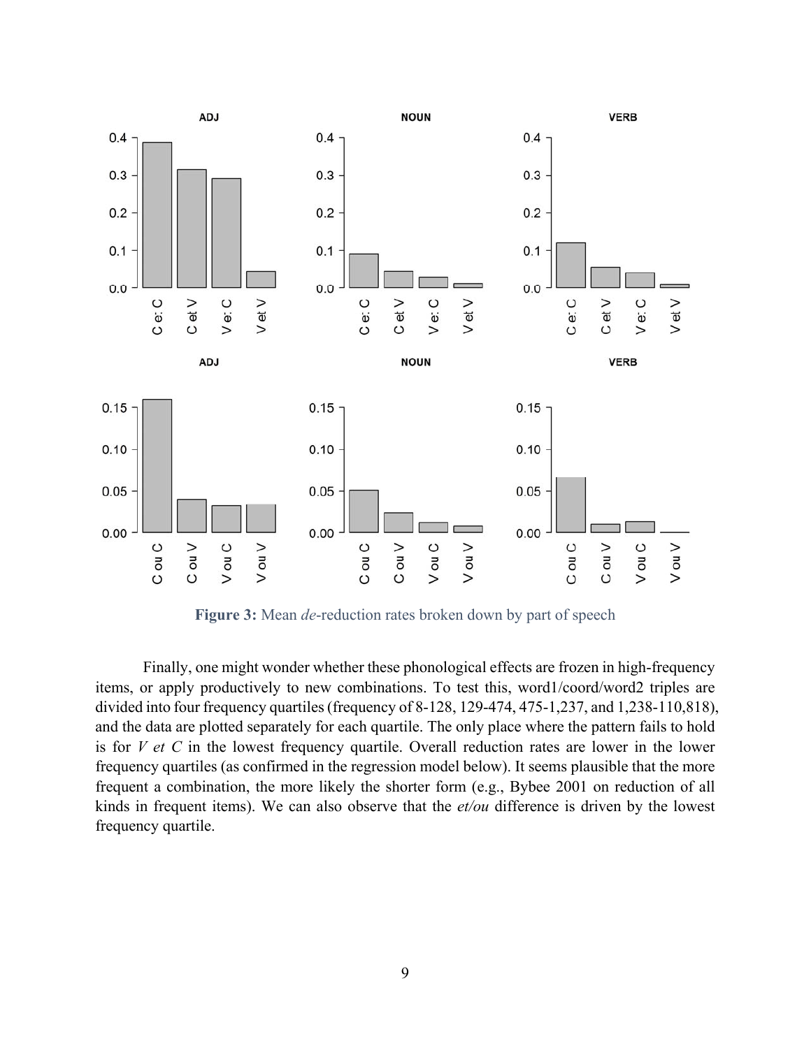**Figure 3:** Mean *de*-reduction rates broken down by part of speech

Finally, one might wonder whether these phonological effects are frozen in high-frequency items, or apply productively to new combinations. To test this, word1/coord/word2 triples are divided into four frequency quartiles (frequency of 8-128, 129-474, 475-1,237, and 1,238-110,818), and the data are plotted separately for each quartile. The only place where the pattern fails to hold is for *V et C* in the lowest frequency quartile. Overall reduction rates are lower in the lower frequency quartiles (as confirmed in the regression model below). It seems plausible that the more frequent a combination, the more likely the shorter form (e.g., Bybee 2001 on reduction of all kinds in frequent items). We can also observe that the *et/ou* difference is driven by the lowest frequency quartile.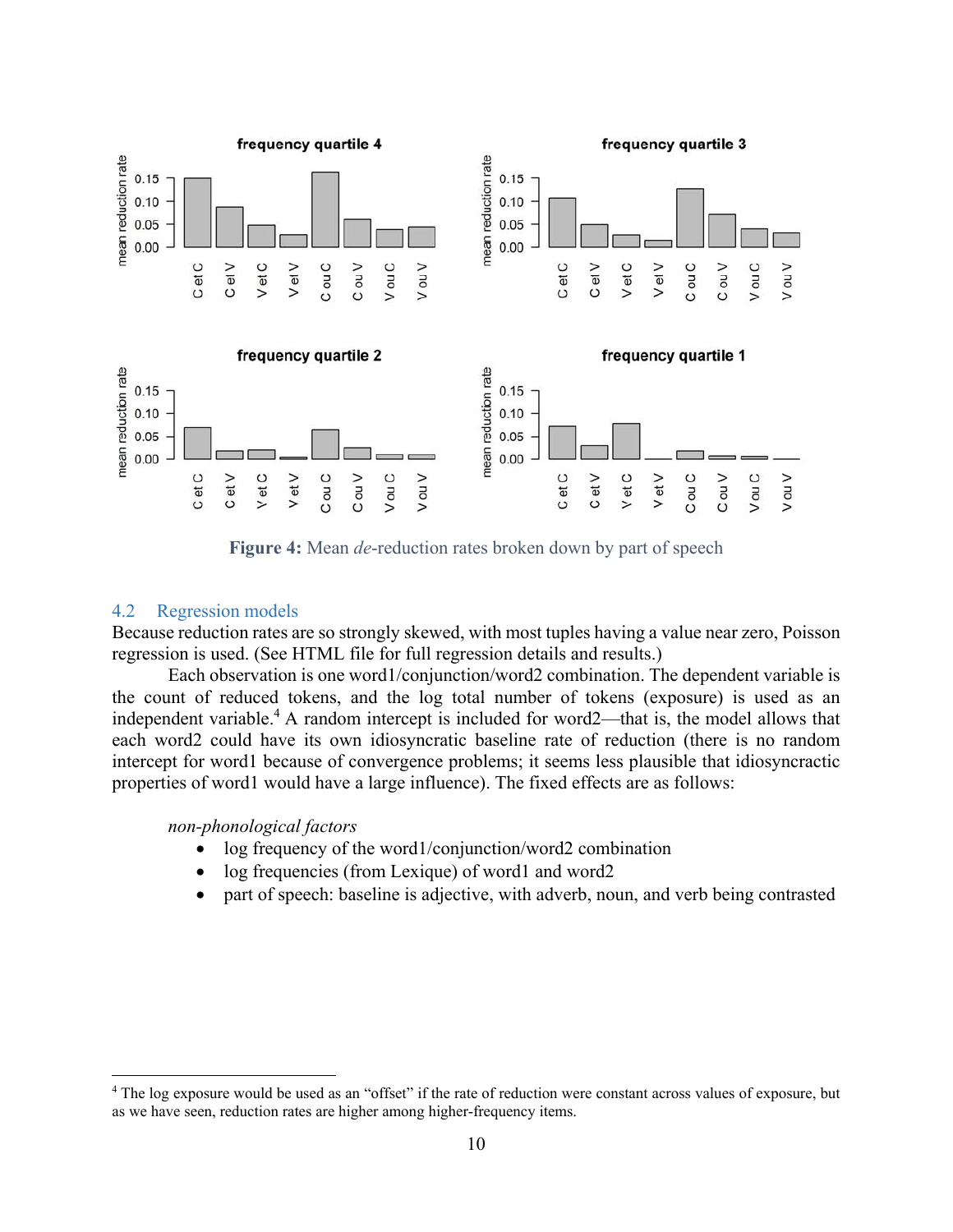**Figure 4:** Mean *de*-reduction rates broken down by part of speech

### 4.2 Regression models

Because reduction rates are so strongly skewed, with most tuples having a value near zero, Poisson regression is used. (See HTML file for full regression details and results.)

Each observation is one word1/conjunction/word2 combination. The dependent variable is the count of reduced tokens, and the log total number of tokens (exposure) is used as an independent variable.[4] A random intercept is included for word2—that is, the model allows that each word2 could have its own idiosyncratic baseline rate of reduction (there is no random intercept for word1 because of convergence problems; it seems less plausible that idiosyncractic properties of word1 would have a large influence). The fixed effects are as follows:

*non-phonological factors*

- log frequency of the word1/conjunction/word2 combination
- log frequencies (from Lexique) of word1 and word2
- part of speech: baseline is adjective, with adverb, noun, and verb being contrasted

[4] The log exposure would be used as an "offset" if the rate of reduction were constant across values of exposure, but as we have seen, reduction rates are higher among higher-frequency items.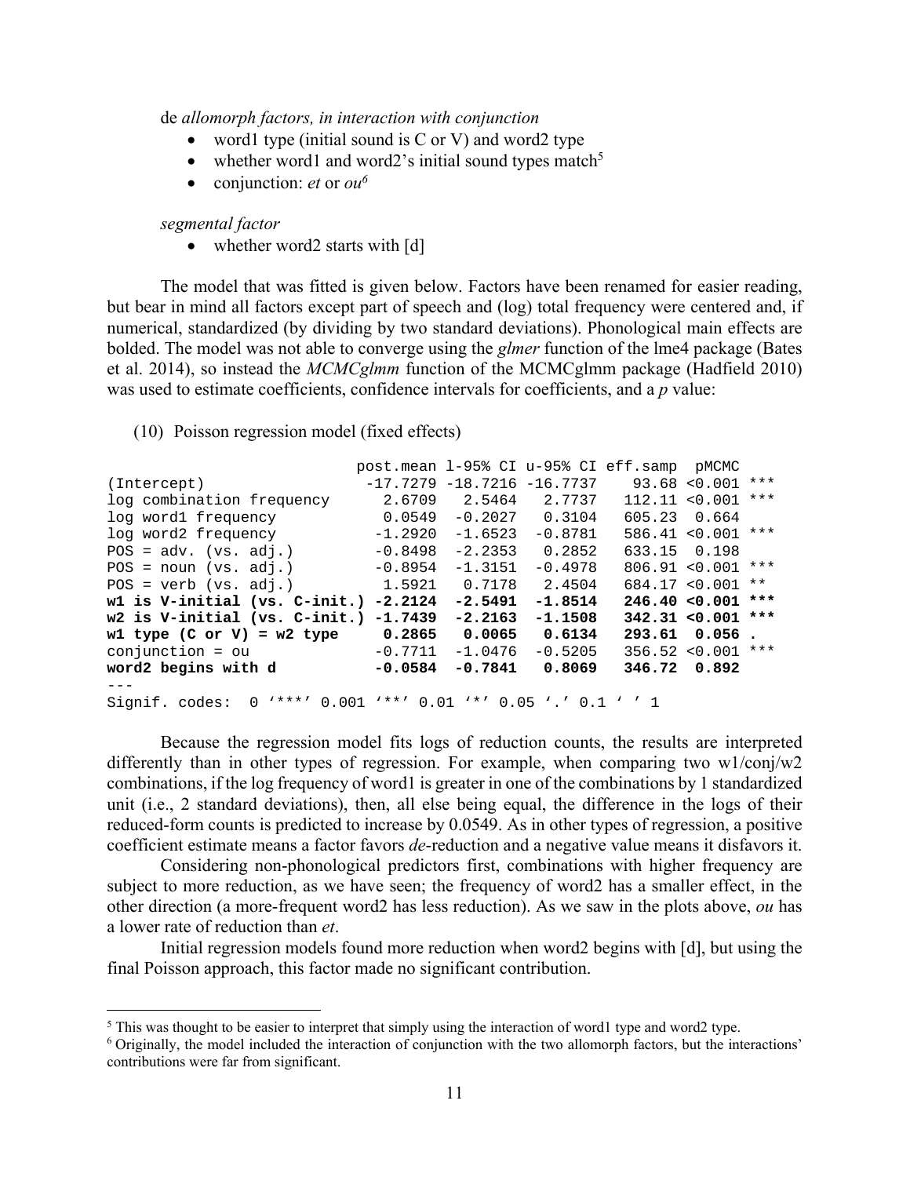de *allomorph factors, in interaction with conjunction*

- word1 type (initial sound is C or V) and word2 type
- whether word1 and word2's initial sound types match[5]
- conjunction: *et* or *ou*[6]

*segmental factor*

- whether word2 starts with [d]

The model that was fitted is given below. Factors have been renamed for easier reading, but bear in mind all factors except part of speech and (log) total frequency were centered and, if numerical, standardized (by dividing by two standard deviations). Phonological main effects are bolded. The model was not able to converge using the *glmer* function of the lme4 package (Bates et al. 2014), so instead the *MCMCglmm* function of the MCMCglmm package (Hadfield 2010) was used to estimate coefficients, confidence intervals for coefficients, and a *p* value:

(10) Poisson regression model (fixed effects)

```
                              post.mean l-95% CI u-95% CI eff.samp  pMCMC    
(Intercept)                    -17.7279 -18.7216 -16.7737    93.68 <0.001 ***
log combination frequency        2.6709   2.5464   2.7737   112.11 <0.001 ***
log word1 frequency              0.0549  -0.2027   0.3104   605.23  0.664    
log word2 frequency             -1.2920  -1.6523  -0.8781   586.41 <0.001 ***
POS = adv. (vs. adj.)           -0.8498  -2.2353   0.2852   633.15  0.198    
POS = noun (vs. adj.)           -0.8954  -1.3151  -0.4978   806.91 <0.001 ***
POS = verb (vs. adj.)            1.5921   0.7178   2.4504   684.17 <0.001 ** 
w1 is V-initial (vs. C-init.)   -2.2124  -2.5491  -1.8514   246.40 <0.001 ***
w2 is V-initial (vs. C-init.)   -1.7439  -2.2163  -1.1508   342.31 <0.001 ***
w1 type (C or V) = w2 type       0.2865   0.0065   0.6134   293.61  0.056 .  
conjunction = ou                -0.7711  -1.0476  -0.5205   356.52 <0.001 ***
word2 begins with d             -0.0584  -0.7841   0.8069   346.72  0.892    
---
Signif. codes:  0 '***' 0.001 '**' 0.01 '*' 0.05 '.' 0.1 ' ' 1
```

Because the regression model fits logs of reduction counts, the results are interpreted differently than in other types of regression. For example, when comparing two w1/conj/w2 combinations, if the log frequency of word1 is greater in one of the combinations by 1 standardized unit (i.e., 2 standard deviations), then, all else being equal, the difference in the logs of their reduced-form counts is predicted to increase by 0.0549. As in other types of regression, a positive coefficient estimate means a factor favors *de*-reduction and a negative value means it disfavors it.

Considering non-phonological predictors first, combinations with higher frequency are subject to more reduction, as we have seen; the frequency of word2 has a smaller effect, in the other direction (a more-frequent word2 has less reduction). As we saw in the plots above, *ou* has a lower rate of reduction than *et*.

Initial regression models found more reduction when word2 begins with [d], but using the final Poisson approach, this factor made no significant contribution.

[5] This was thought to be easier to interpret that simply using the interaction of word1 type and word2 type.

[6] Originally, the model included the interaction of conjunction with the two allomorph factors, but the interactions' contributions were far from significant.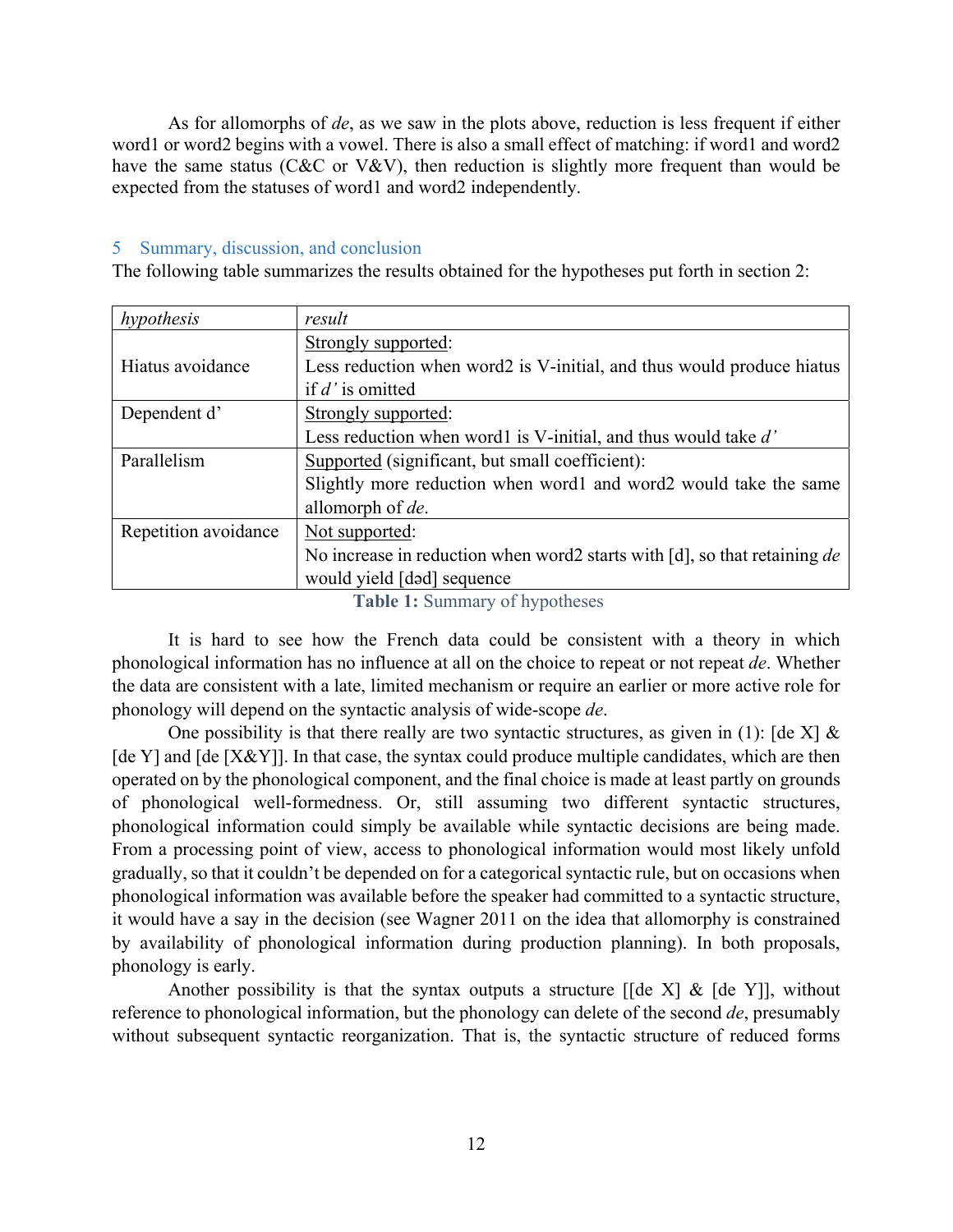As for allomorphs of *de*, as we saw in the plots above, reduction is less frequent if either word1 or word2 begins with a vowel. There is also a small effect of matching: if word1 and word2 have the same status (C&C or V&V), then reduction is slightly more frequent than would be expected from the statuses of word1 and word2 independently.

## 5 Summary, discussion, and conclusion

The following table summarizes the results obtained for the hypotheses put forth in section 2:

| *hypothesis* | *result* |
|---|---|
| Hiatus avoidance | Strongly supported:<br>Less reduction when word2 is V-initial, and thus would produce hiatus if *d'* is omitted |
| Dependent d' | Strongly supported:<br>Less reduction when word1 is V-initial, and thus would take *d'* |
| Parallelism | Supported (significant, but small coefficient):<br>Slightly more reduction when word1 and word2 would take the same allomorph of *de*. |
| Repetition avoidance | Not supported:<br>No increase in reduction when word2 starts with [d], so that retaining *de* would yield [dəd] sequence |

**Table 1:** Summary of hypotheses

It is hard to see how the French data could be consistent with a theory in which phonological information has no influence at all on the choice to repeat or not repeat *de*. Whether the data are consistent with a late, limited mechanism or require an earlier or more active role for phonology will depend on the syntactic analysis of wide-scope *de*.

One possibility is that there really are two syntactic structures, as given in (1): [de X] & [de Y] and [de [X&Y]]. In that case, the syntax could produce multiple candidates, which are then operated on by the phonological component, and the final choice is made at least partly on grounds of phonological well-formedness. Or, still assuming two different syntactic structures, phonological information could simply be available while syntactic decisions are being made. From a processing point of view, access to phonological information would most likely unfold gradually, so that it couldn't be depended on for a categorical syntactic rule, but on occasions when phonological information was available before the speaker had committed to a syntactic structure, it would have a say in the decision (see Wagner 2011 on the idea that allomorphy is constrained by availability of phonological information during production planning). In both proposals, phonology is early.

Another possibility is that the syntax outputs a structure [[de X] & [de Y]], without reference to phonological information, but the phonology can delete of the second *de*, presumably without subsequent syntactic reorganization. That is, the syntactic structure of reduced forms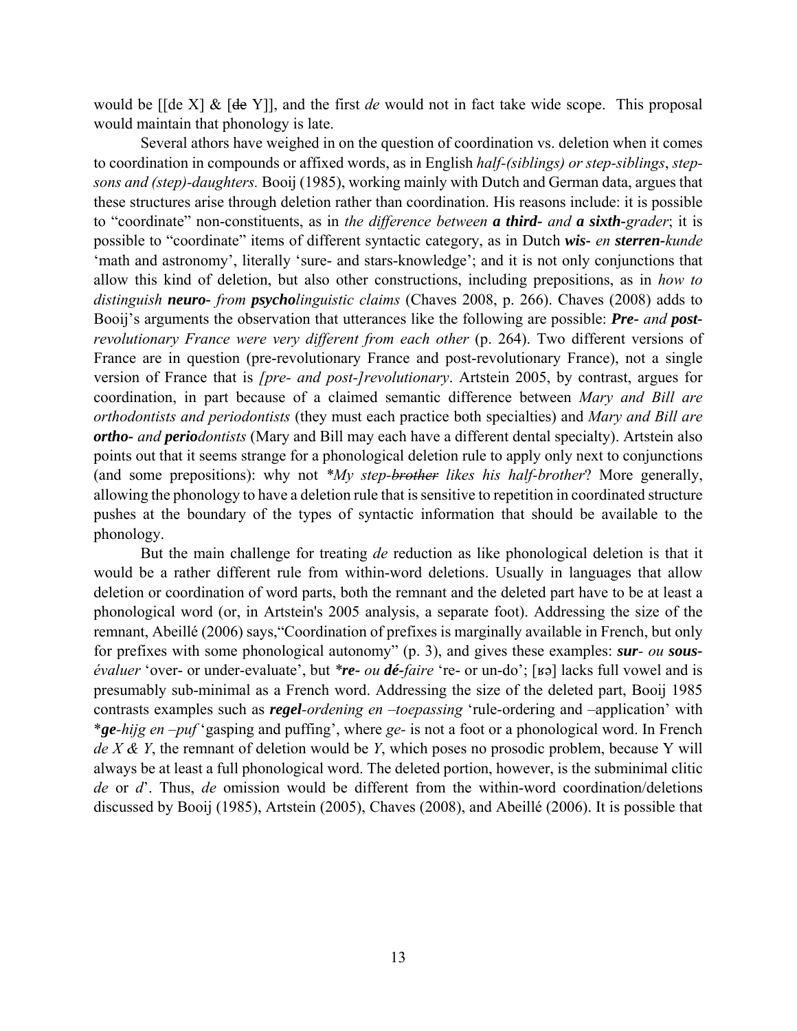would be [[de X] & [~~de~~ Y]], and the first *de* would not in fact take wide scope. This proposal would maintain that phonology is late.

Several athors have weighed in on the question of coordination vs. deletion when it comes to coordination in compounds or affixed words, as in English *half-(siblings) or step-siblings*, *step-sons and (step)-daughters.* Booij (1985), working mainly with Dutch and German data, argues that these structures arise through deletion rather than coordination. His reasons include: it is possible to "coordinate" non-constituents, as in *the difference between **a third**- and **a sixth**-grader*; it is possible to "coordinate" items of different syntactic category, as in Dutch ***wis**- en **sterren**-kunde* 'math and astronomy', literally 'sure- and stars-knowledge'; and it is not only conjunctions that allow this kind of deletion, but also other constructions, including prepositions, as in *how to distinguish **neuro**- from **psycho**linguistic claims* (Chaves 2008, p. 266). Chaves (2008) adds to Booij's arguments the observation that utterances like the following are possible: ***Pre**- and **post**-revolutionary France were very different from each other* (p. 264). Two different versions of France are in question (pre-revolutionary France and post-revolutionary France), not a single version of France that is *[pre- and post-]revolutionary*. Artstein 2005, by contrast, argues for coordination, in part because of a claimed semantic difference between *Mary and Bill are orthodontists and periodontists* (they must each practice both specialties) and *Mary and Bill are **ortho**- and **perio**dontists* (Mary and Bill may each have a different dental specialty). Artstein also points out that it seems strange for a phonological deletion rule to apply only next to conjunctions (and some prepositions): why not *\*My step-~~brother~~ likes his half-brother*? More generally, allowing the phonology to have a deletion rule that is sensitive to repetition in coordinated structure pushes at the boundary of the types of syntactic information that should be available to the phonology.

But the main challenge for treating *de* reduction as like phonological deletion is that it would be a rather different rule from within-word deletions. Usually in languages that allow deletion or coordination of word parts, both the remnant and the deleted part have to be at least a phonological word (or, in Artstein's 2005 analysis, a separate foot). Addressing the size of the remnant, Abeillé (2006) says,"Coordination of prefixes is marginally available in French, but only for prefixes with some phonological autonomy" (p. 3), and gives these examples: ***sur**- ou **sous**-évaluer* 'over- or under-evaluate', but *\***re**- ou **dé**-faire* 're- or un-do'; [ʁə] lacks full vowel and is presumably sub-minimal as a French word. Addressing the size of the deleted part, Booij 1985 contrasts examples such as ***regel**-ordening en –toepassing* 'rule-ordering and –application' with *\***ge**-hijg en –puf* 'gasping and puffing', where *ge-* is not a foot or a phonological word. In French *de X & Y*, the remnant of deletion would be *Y*, which poses no prosodic problem, because Y will always be at least a full phonological word. The deleted portion, however, is the subminimal clitic *de* or *d'*. Thus, *de* omission would be different from the within-word coordination/deletions discussed by Booij (1985), Artstein (2005), Chaves (2008), and Abeillé (2006). It is possible that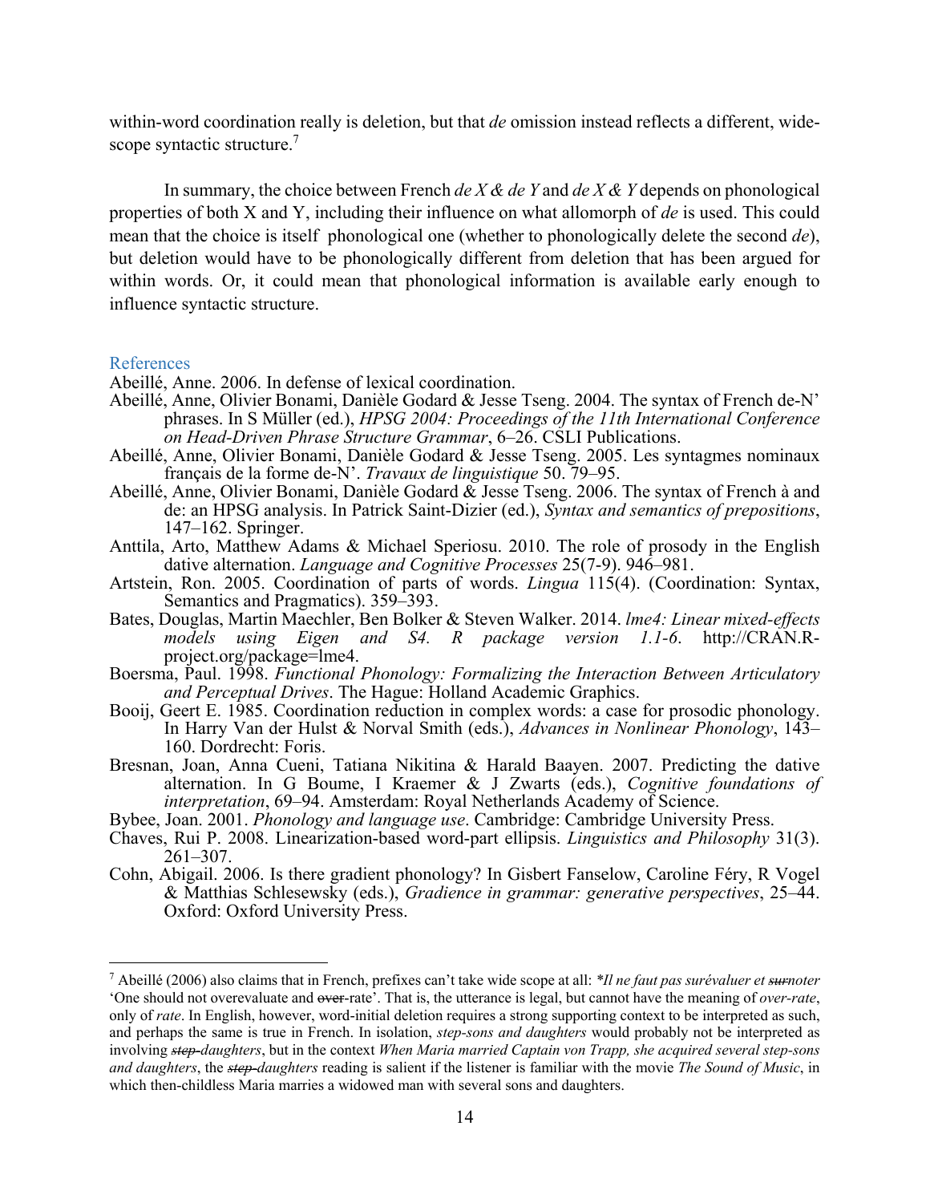within-word coordination really is deletion, but that *de* omission instead reflects a different, wide-scope syntactic structure.[7]

In summary, the choice between French *de X & de Y* and *de X & Y* depends on phonological properties of both X and Y, including their influence on what allomorph of *de* is used. This could mean that the choice is itself phonological one (whether to phonologically delete the second *de*), but deletion would have to be phonologically different from deletion that has been argued for within words. Or, it could mean that phonological information is available early enough to influence syntactic structure.

## References

Abeillé, Anne. 2006. In defense of lexical coordination.

Abeillé, Anne, Olivier Bonami, Danièle Godard & Jesse Tseng. 2004. The syntax of French de-N' phrases. In S Müller (ed.), *HPSG 2004: Proceedings of the 11th International Conference on Head-Driven Phrase Structure Grammar*, 6–26. CSLI Publications.

Abeillé, Anne, Olivier Bonami, Danièle Godard & Jesse Tseng. 2005. Les syntagmes nominaux français de la forme de-N'. *Travaux de linguistique* 50. 79–95.

Abeillé, Anne, Olivier Bonami, Danièle Godard & Jesse Tseng. 2006. The syntax of French à and de: an HPSG analysis. In Patrick Saint-Dizier (ed.), *Syntax and semantics of prepositions*, 147–162. Springer.

Anttila, Arto, Matthew Adams & Michael Speriosu. 2010. The role of prosody in the English dative alternation. *Language and Cognitive Processes* 25(7-9). 946–981.

Artstein, Ron. 2005. Coordination of parts of words. *Lingua* 115(4). (Coordination: Syntax, Semantics and Pragmatics). 359–393.

Bates, Douglas, Martin Maechler, Ben Bolker & Steven Walker. 2014. *lme4: Linear mixed-effects models using Eigen and S4. R package version 1.1-6*. http://CRAN.R-project.org/package=lme4.

Boersma, Paul. 1998. *Functional Phonology: Formalizing the Interaction Between Articulatory and Perceptual Drives*. The Hague: Holland Academic Graphics.

Booij, Geert E. 1985. Coordination reduction in complex words: a case for prosodic phonology. In Harry Van der Hulst & Norval Smith (eds.), *Advances in Nonlinear Phonology*, 143–160. Dordrecht: Foris.

Bresnan, Joan, Anna Cueni, Tatiana Nikitina & Harald Baayen. 2007. Predicting the dative alternation. In G Boume, I Kraemer & J Zwarts (eds.), *Cognitive foundations of interpretation*, 69–94. Amsterdam: Royal Netherlands Academy of Science.

Bybee, Joan. 2001. *Phonology and language use*. Cambridge: Cambridge University Press.

Chaves, Rui P. 2008. Linearization-based word-part ellipsis. *Linguistics and Philosophy* 31(3). 261–307.

Cohn, Abigail. 2006. Is there gradient phonology? In Gisbert Fanselow, Caroline Féry, R Vogel & Matthias Schlesewsky (eds.), *Gradience in grammar: generative perspectives*, 25–44. Oxford: Oxford University Press.

---

[7] Abeillé (2006) also claims that in French, prefixes can't take wide scope at all: *\*Il ne faut pas surévaluer et ~~sur~~noter* 'One should not overevaluate and ~~over~~-rate'. That is, the utterance is legal, but cannot have the meaning of *over-rate*, only of *rate*. In English, however, word-initial deletion requires a strong supporting context to be interpreted as such, and perhaps the same is true in French. In isolation, *step-sons and daughters* would probably not be interpreted as involving *~~step-~~daughters*, but in the context *When Maria married Captain von Trapp, she acquired several step-sons and daughters*, the *~~step-~~daughters* reading is salient if the listener is familiar with the movie *The Sound of Music*, in which then-childless Maria marries a widowed man with several sons and daughters.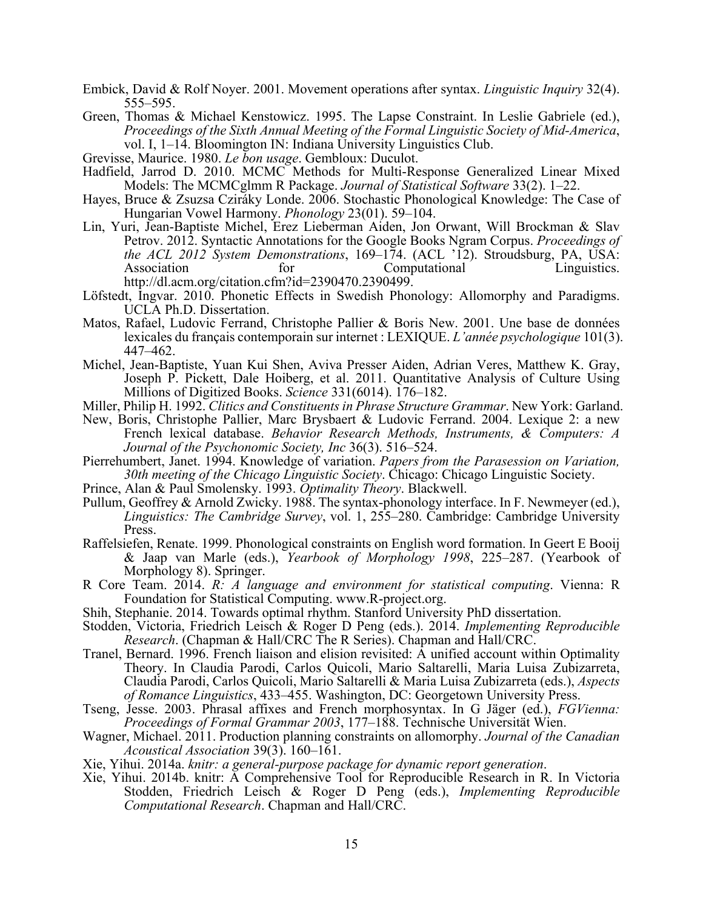Embick, David & Rolf Noyer. 2001. Movement operations after syntax. *Linguistic Inquiry* 32(4). 555–595.

Green, Thomas & Michael Kenstowicz. 1995. The Lapse Constraint. In Leslie Gabriele (ed.), *Proceedings of the Sixth Annual Meeting of the Formal Linguistic Society of Mid-America*, vol. I, 1–14. Bloomington IN: Indiana University Linguistics Club.

Grevisse, Maurice. 1980. *Le bon usage*. Gembloux: Duculot.

Hadfield, Jarrod D. 2010. MCMC Methods for Multi-Response Generalized Linear Mixed Models: The MCMCglmm R Package. *Journal of Statistical Software* 33(2). 1–22.

Hayes, Bruce & Zsuzsa Cziráky Londe. 2006. Stochastic Phonological Knowledge: The Case of Hungarian Vowel Harmony. *Phonology* 23(01). 59–104.

Lin, Yuri, Jean-Baptiste Michel, Erez Lieberman Aiden, Jon Orwant, Will Brockman & Slav Petrov. 2012. Syntactic Annotations for the Google Books Ngram Corpus. *Proceedings of the ACL 2012 System Demonstrations*, 169–174. (ACL '12). Stroudsburg, PA, USA: Association for Computational Linguistics. http://dl.acm.org/citation.cfm?id=2390470.2390499.

Löfstedt, Ingvar. 2010. Phonetic Effects in Swedish Phonology: Allomorphy and Paradigms. UCLA Ph.D. Dissertation.

Matos, Rafael, Ludovic Ferrand, Christophe Pallier & Boris New. 2001. Une base de données lexicales du français contemporain sur internet : LEXIQUE. *L'année psychologique* 101(3). 447–462.

Michel, Jean-Baptiste, Yuan Kui Shen, Aviva Presser Aiden, Adrian Veres, Matthew K. Gray, Joseph P. Pickett, Dale Hoiberg, et al. 2011. Quantitative Analysis of Culture Using Millions of Digitized Books. *Science* 331(6014). 176–182.

Miller, Philip H. 1992. *Clitics and Constituents in Phrase Structure Grammar*. New York: Garland.

New, Boris, Christophe Pallier, Marc Brysbaert & Ludovic Ferrand. 2004. Lexique 2: a new French lexical database. *Behavior Research Methods, Instruments, & Computers: A Journal of the Psychonomic Society, Inc* 36(3). 516–524.

Pierrehumbert, Janet. 1994. Knowledge of variation. *Papers from the Parasession on Variation, 30th meeting of the Chicago Linguistic Society*. Chicago: Chicago Linguistic Society.

Prince, Alan & Paul Smolensky. 1993. *Optimality Theory*. Blackwell.

Pullum, Geoffrey & Arnold Zwicky. 1988. The syntax-phonology interface. In F. Newmeyer (ed.), *Linguistics: The Cambridge Survey*, vol. 1, 255–280. Cambridge: Cambridge University Press.

Raffelsiefen, Renate. 1999. Phonological constraints on English word formation. In Geert E Booij & Jaap van Marle (eds.), *Yearbook of Morphology 1998*, 225–287. (Yearbook of Morphology 8). Springer.

R Core Team. 2014. *R: A language and environment for statistical computing*. Vienna: R Foundation for Statistical Computing. www.R-project.org.

Shih, Stephanie. 2014. Towards optimal rhythm. Stanford University PhD dissertation.

Stodden, Victoria, Friedrich Leisch & Roger D Peng (eds.). 2014. *Implementing Reproducible Research*. (Chapman & Hall/CRC The R Series). Chapman and Hall/CRC.

Tranel, Bernard. 1996. French liaison and elision revisited: A unified account within Optimality Theory. In Claudia Parodi, Carlos Quicoli, Mario Saltarelli, Maria Luisa Zubizarreta, Claudia Parodi, Carlos Quicoli, Mario Saltarelli & Maria Luisa Zubizarreta (eds.), *Aspects of Romance Linguistics*, 433–455. Washington, DC: Georgetown University Press.

Tseng, Jesse. 2003. Phrasal affixes and French morphosyntax. In G Jäger (ed.), *FGVienna: Proceedings of Formal Grammar 2003*, 177–188. Technische Universität Wien.

Wagner, Michael. 2011. Production planning constraints on allomorphy. *Journal of the Canadian Acoustical Association* 39(3). 160–161.

Xie, Yihui. 2014a. *knitr: a general-purpose package for dynamic report generation*.

Xie, Yihui. 2014b. knitr: A Comprehensive Tool for Reproducible Research in R. In Victoria Stodden, Friedrich Leisch & Roger D Peng (eds.), *Implementing Reproducible Computational Research*. Chapman and Hall/CRC.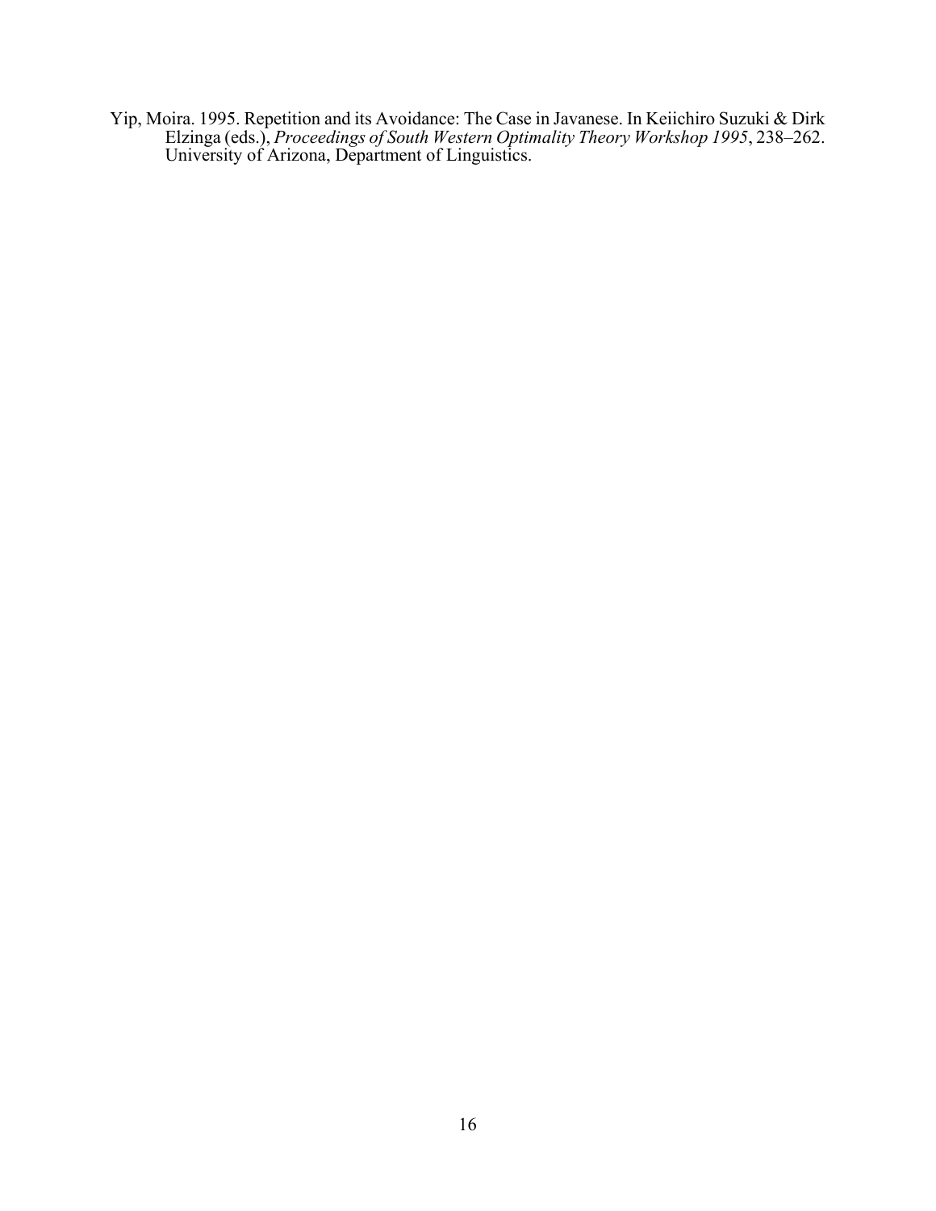Yip, Moira. 1995. Repetition and its Avoidance: The Case in Javanese. In Keiichiro Suzuki & Dirk Elzinga (eds.), *Proceedings of South Western Optimality Theory Workshop 1995*, 238–262. University of Arizona, Department of Linguistics.